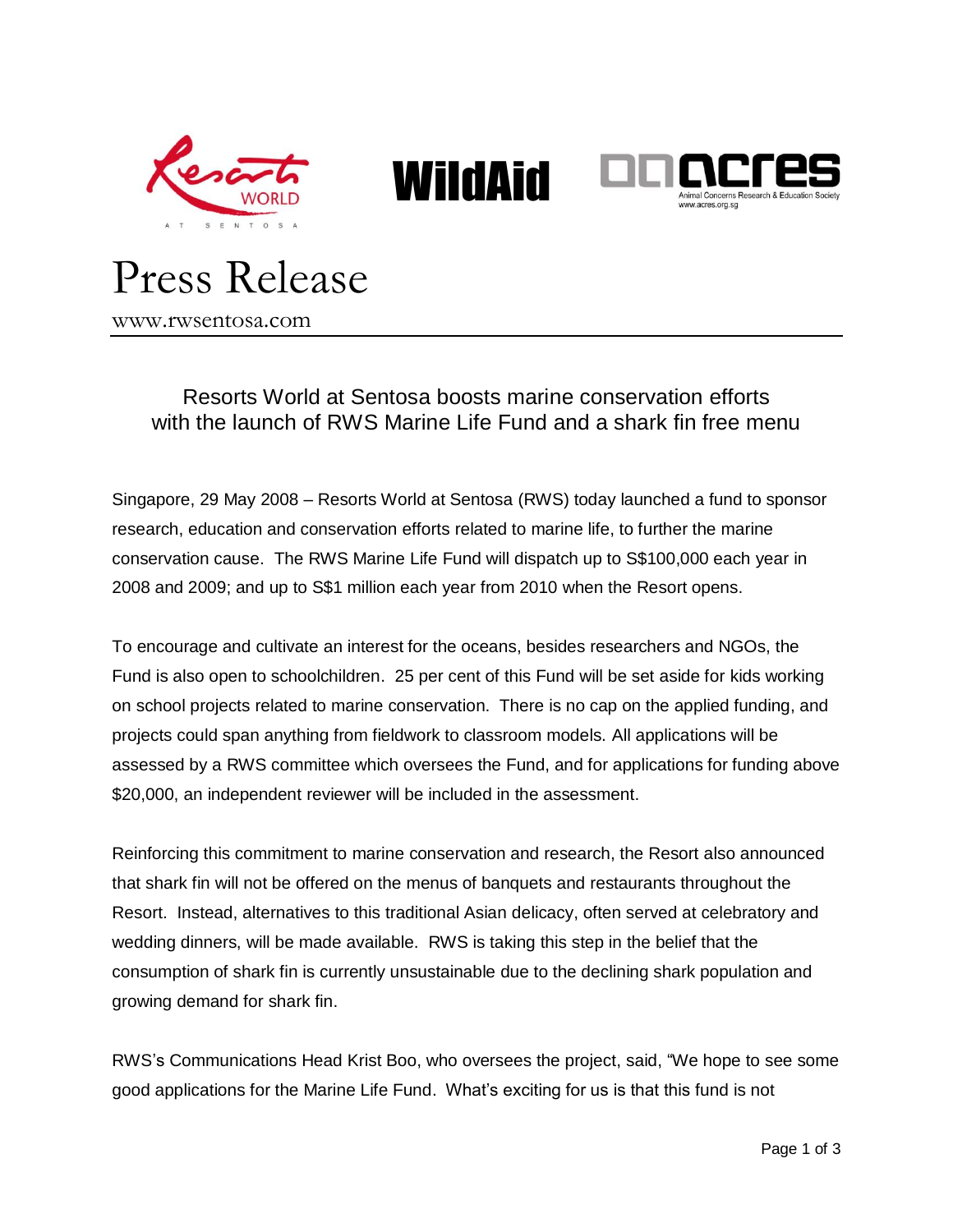Resorts World at Sentosa

WildAid

acres
Animal Concerns Research & Education Society
www.acres.org.sg

# Press Release

www.rwsentosa.com

## Resorts World at Sentosa boosts marine conservation efforts with the launch of RWS Marine Life Fund and a shark fin free menu

Singapore, 29 May 2008 – Resorts World at Sentosa (RWS) today launched a fund to sponsor research, education and conservation efforts related to marine life, to further the marine conservation cause. The RWS Marine Life Fund will dispatch up to S$100,000 each year in 2008 and 2009; and up to S$1 million each year from 2010 when the Resort opens.

To encourage and cultivate an interest for the oceans, besides researchers and NGOs, the Fund is also open to schoolchildren. 25 per cent of this Fund will be set aside for kids working on school projects related to marine conservation. There is no cap on the applied funding, and projects could span anything from fieldwork to classroom models. All applications will be assessed by a RWS committee which oversees the Fund, and for applications for funding above $20,000, an independent reviewer will be included in the assessment.

Reinforcing this commitment to marine conservation and research, the Resort also announced that shark fin will not be offered on the menus of banquets and restaurants throughout the Resort. Instead, alternatives to this traditional Asian delicacy, often served at celebratory and wedding dinners, will be made available. RWS is taking this step in the belief that the consumption of shark fin is currently unsustainable due to the declining shark population and growing demand for shark fin.

RWS's Communications Head Krist Boo, who oversees the project, said, "We hope to see some good applications for the Marine Life Fund. What's exciting for us is that this fund is not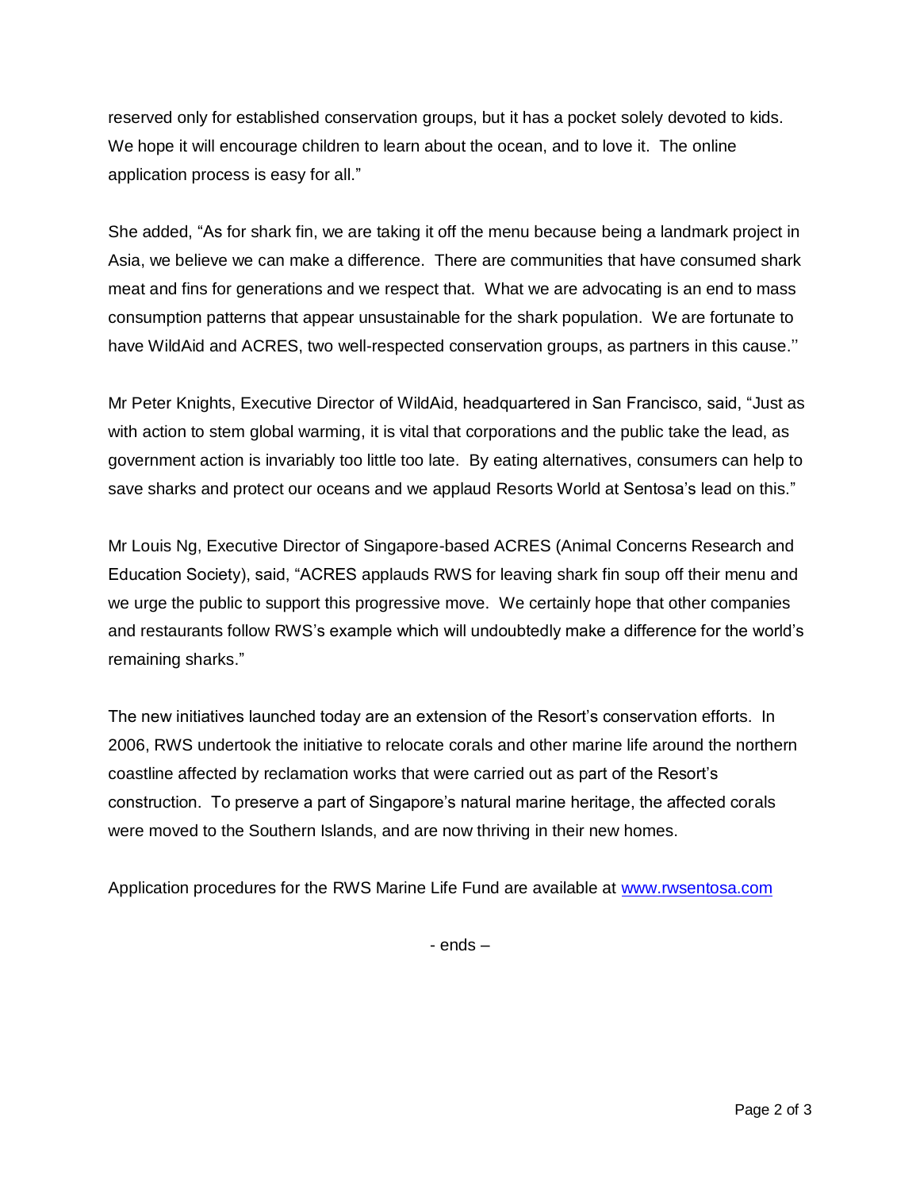reserved only for established conservation groups, but it has a pocket solely devoted to kids. We hope it will encourage children to learn about the ocean, and to love it. The online application process is easy for all."

She added, "As for shark fin, we are taking it off the menu because being a landmark project in Asia, we believe we can make a difference. There are communities that have consumed shark meat and fins for generations and we respect that. What we are advocating is an end to mass consumption patterns that appear unsustainable for the shark population. We are fortunate to have WildAid and ACRES, two well-respected conservation groups, as partners in this cause.''

Mr Peter Knights, Executive Director of WildAid, headquartered in San Francisco, said, "Just as with action to stem global warming, it is vital that corporations and the public take the lead, as government action is invariably too little too late. By eating alternatives, consumers can help to save sharks and protect our oceans and we applaud Resorts World at Sentosa's lead on this."

Mr Louis Ng, Executive Director of Singapore-based ACRES (Animal Concerns Research and Education Society), said, "ACRES applauds RWS for leaving shark fin soup off their menu and we urge the public to support this progressive move. We certainly hope that other companies and restaurants follow RWS's example which will undoubtedly make a difference for the world's remaining sharks."

The new initiatives launched today are an extension of the Resort's conservation efforts. In 2006, RWS undertook the initiative to relocate corals and other marine life around the northern coastline affected by reclamation works that were carried out as part of the Resort's construction. To preserve a part of Singapore's natural marine heritage, the affected corals were moved to the Southern Islands, and are now thriving in their new homes.

Application procedures for the RWS Marine Life Fund are available at www.rwsentosa.com

- ends –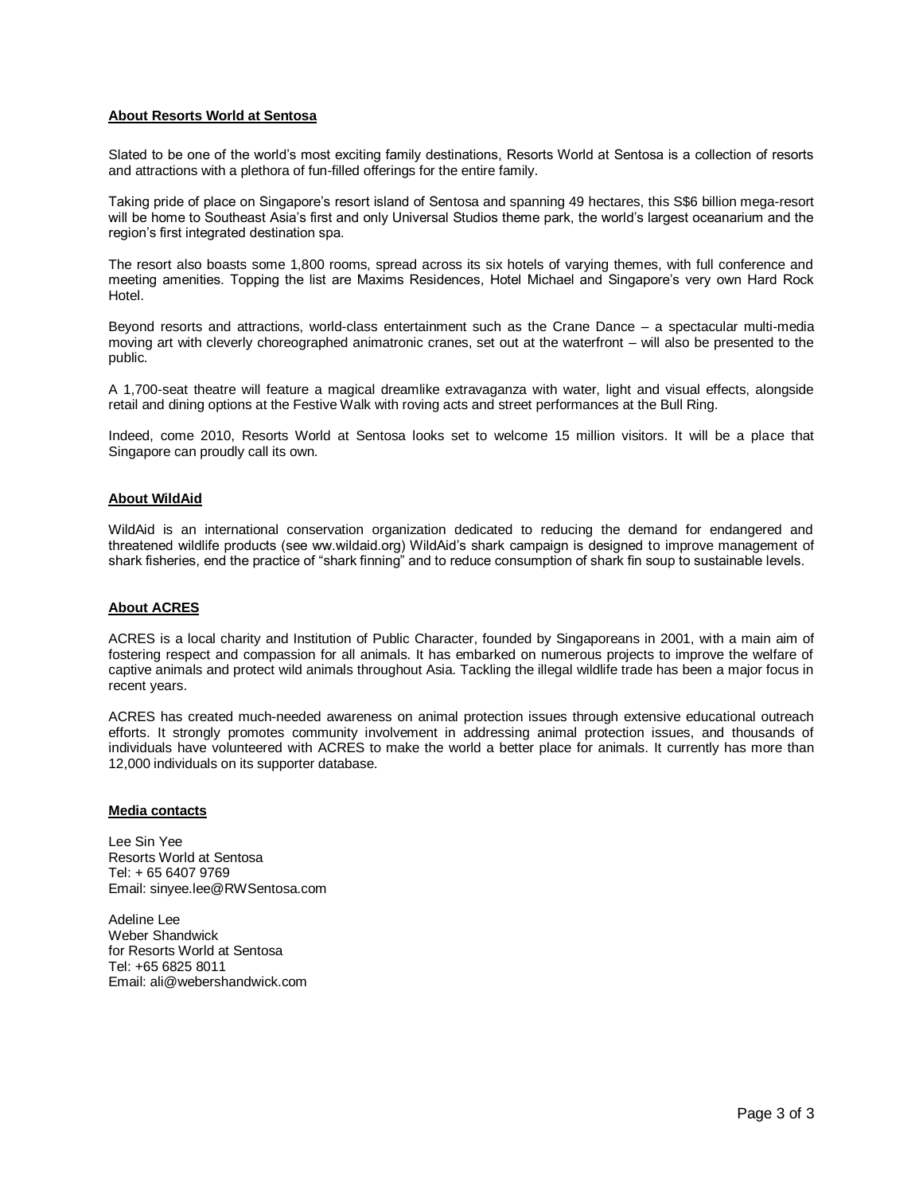**About Resorts World at Sentosa**

Slated to be one of the world's most exciting family destinations, Resorts World at Sentosa is a collection of resorts and attractions with a plethora of fun-filled offerings for the entire family.

Taking pride of place on Singapore's resort island of Sentosa and spanning 49 hectares, this S$6 billion mega-resort will be home to Southeast Asia's first and only Universal Studios theme park, the world's largest oceanarium and the region's first integrated destination spa.

The resort also boasts some 1,800 rooms, spread across its six hotels of varying themes, with full conference and meeting amenities. Topping the list are Maxims Residences, Hotel Michael and Singapore's very own Hard Rock Hotel.

Beyond resorts and attractions, world-class entertainment such as the Crane Dance – a spectacular multi-media moving art with cleverly choreographed animatronic cranes, set out at the waterfront – will also be presented to the public.

A 1,700-seat theatre will feature a magical dreamlike extravaganza with water, light and visual effects, alongside retail and dining options at the Festive Walk with roving acts and street performances at the Bull Ring.

Indeed, come 2010, Resorts World at Sentosa looks set to welcome 15 million visitors. It will be a place that Singapore can proudly call its own.

**About WildAid**

WildAid is an international conservation organization dedicated to reducing the demand for endangered and threatened wildlife products (see ww.wildaid.org) WildAid's shark campaign is designed to improve management of shark fisheries, end the practice of "shark finning" and to reduce consumption of shark fin soup to sustainable levels.

**About ACRES**

ACRES is a local charity and Institution of Public Character, founded by Singaporeans in 2001, with a main aim of fostering respect and compassion for all animals. It has embarked on numerous projects to improve the welfare of captive animals and protect wild animals throughout Asia. Tackling the illegal wildlife trade has been a major focus in recent years.

ACRES has created much-needed awareness on animal protection issues through extensive educational outreach efforts. It strongly promotes community involvement in addressing animal protection issues, and thousands of individuals have volunteered with ACRES to make the world a better place for animals. It currently has more than 12,000 individuals on its supporter database.

**Media contacts**

Lee Sin Yee
Resorts World at Sentosa
Tel: + 65 6407 9769
Email: sinyee.lee@RWSentosa.com

Adeline Lee
Weber Shandwick
for Resorts World at Sentosa
Tel: +65 6825 8011
Email: ali@webershandwick.com